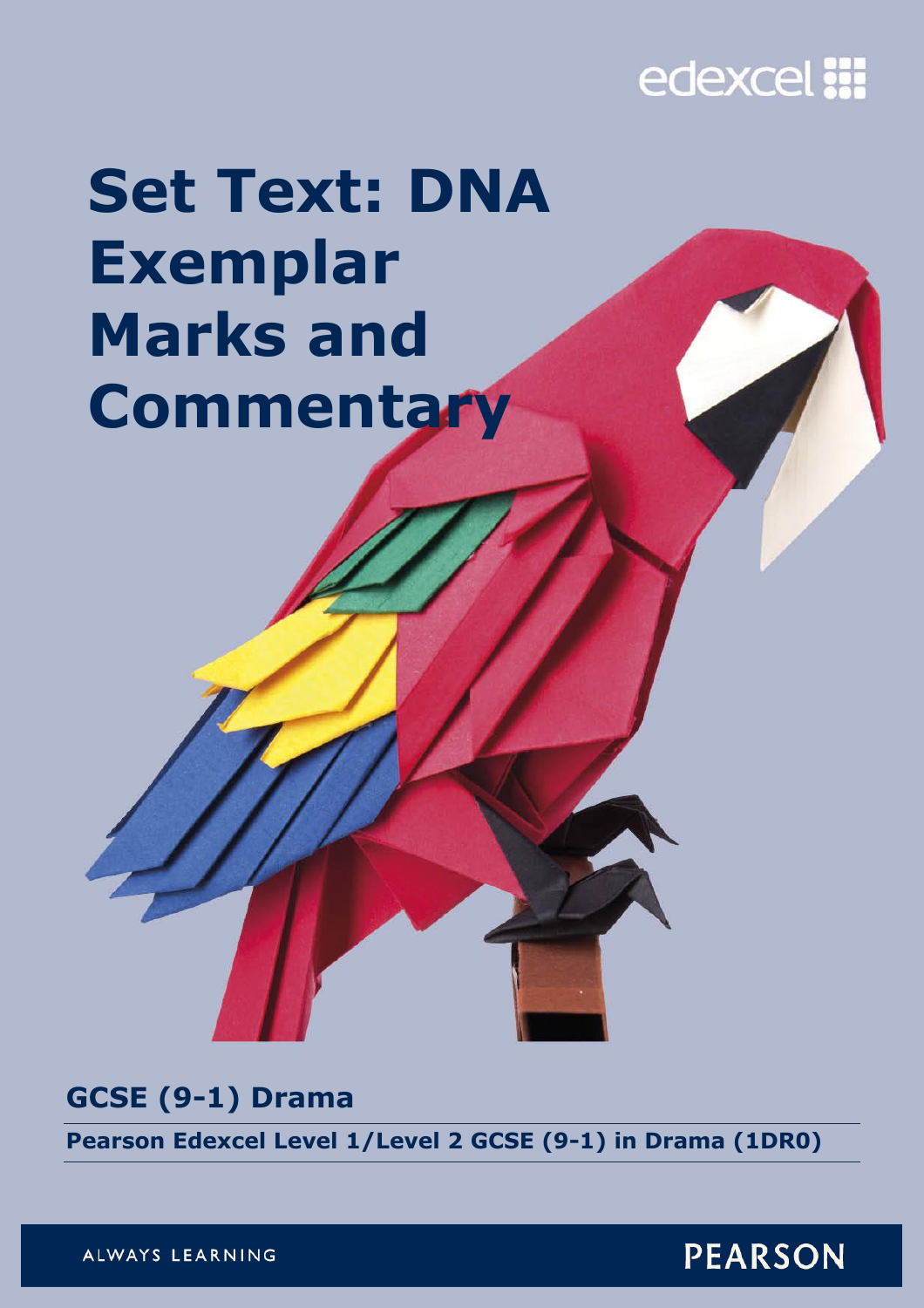edexcel

# Set Text: DNA Exemplar Marks and Commentary

## GCSE (9-1) Drama

**Pearson Edexcel Level 1/Level 2 GCSE (9-1) in Drama (1DR0)**

ALWAYS LEARNING

PEARSON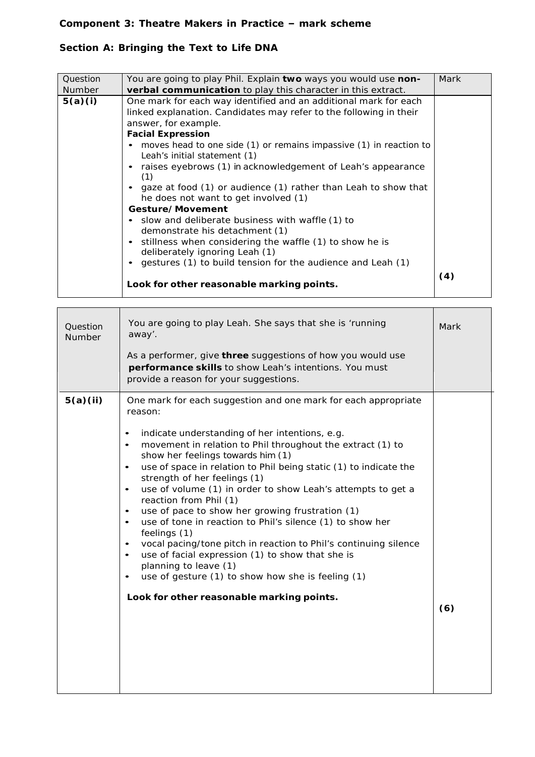**Component 3: Theatre Makers in Practice – mark scheme**

**Section A: Bringing the Text to Life DNA**

| Question Number | You are going to play Phil. Explain **two** ways you would use **non-verbal communication** to play this character in this extract. | Mark |
|---|---|---|
| **5(a)(i)** | One mark for each way identified and an additional mark for each linked explanation. Candidates may refer to the following in their answer, for example.<br>**Facial Expression**<br>• moves head to one side (1) or remains impassive (1) in reaction to Leah's initial statement (1)<br>• raises eyebrows (1) in acknowledgement of Leah's appearance (1)<br>• gaze at food (1) or audience (1) rather than Leah to show that he does not want to get involved (1)<br>**Gesture/Movement**<br>• slow and deliberate business with waffle (1) to demonstrate his detachment (1)<br>• stillness when considering the waffle (1) to show he is deliberately ignoring Leah (1)<br>• gestures (1) to build tension for the audience and Leah (1)<br><br>**Look for other reasonable marking points.** | **(4)** |

| Question Number | You are going to play Leah. She says that she is 'running away'.<br><br>As a performer, give **three** suggestions of how you would use **performance skills** to show Leah's intentions. You must provide a reason for your suggestions. | Mark |
|---|---|---|
| **5(a)(ii)** | One mark for each suggestion and one mark for each appropriate reason:<br><br>• indicate understanding of her intentions, e.g.<br>• movement in relation to Phil throughout the extract (1) to show her feelings towards him (1)<br>• use of space in relation to Phil being static (1) to indicate the strength of her feelings (1)<br>• use of volume (1) in order to show Leah's attempts to get a reaction from Phil (1)<br>• use of pace to show her growing frustration (1)<br>• use of tone in reaction to Phil's silence (1) to show her feelings (1)<br>• vocal pacing/tone pitch in reaction to Phil's continuing silence<br>• use of facial expression (1) to show that she is planning to leave (1)<br>• use of gesture (1) to show how she is feeling (1)<br><br>**Look for other reasonable marking points.** | **(6)** |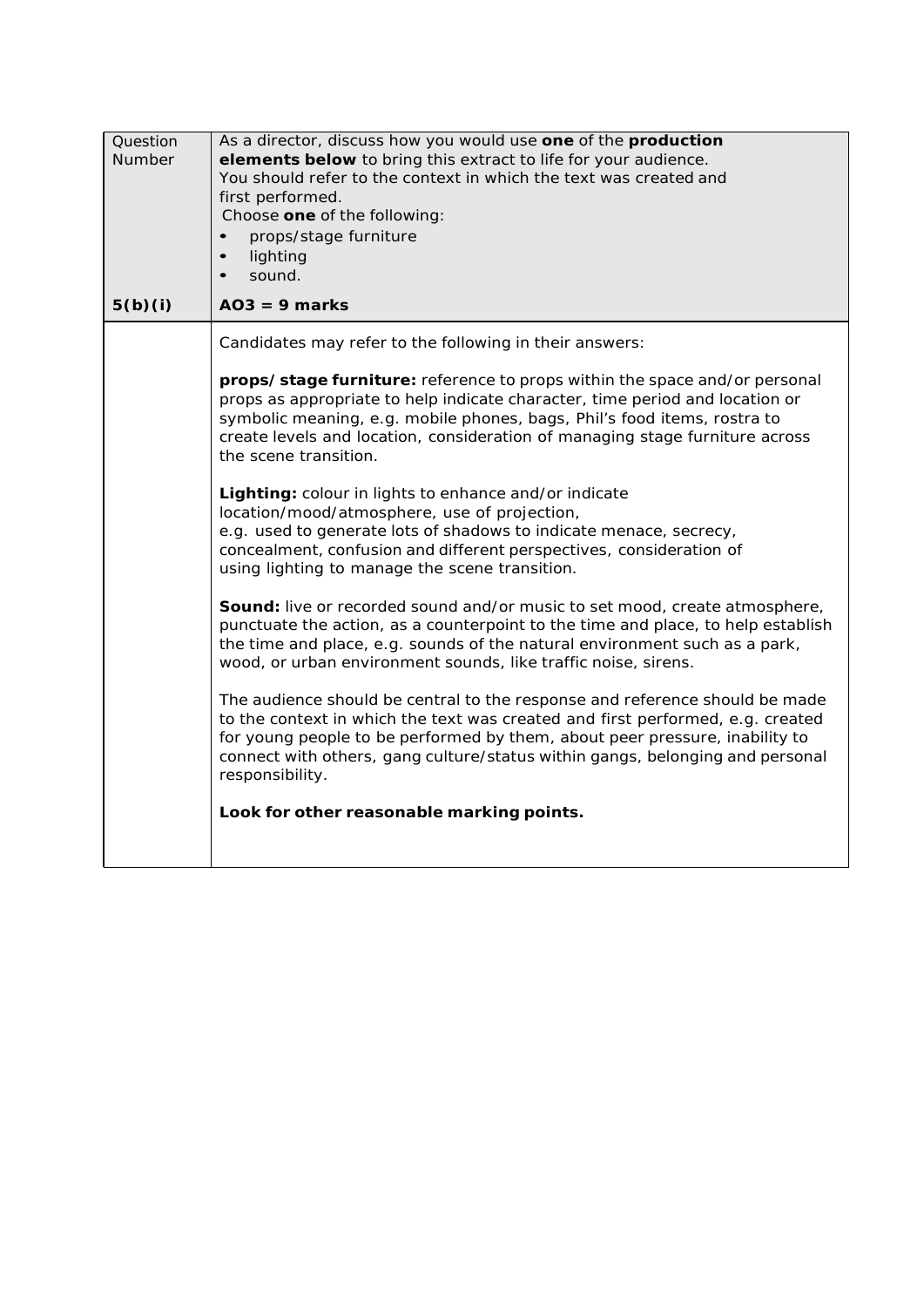| Question Number | As a director, discuss how you would use **one** of the **production elements below** to bring this extract to life for your audience. You should refer to the context in which the text was created and first performed. Choose **one** of the following: <br>• props/stage furniture <br>• lighting <br>• sound. |
|---|---|
| **5(b)(i)** | **AO3 = 9 marks** |
| | Candidates may refer to the following in their answers: <br><br> **props/ stage furniture:** reference to props within the space and/or personal props as appropriate to help indicate character, time period and location or symbolic meaning, e.g. mobile phones, bags, Phil's food items, rostra to create levels and location, consideration of managing stage furniture across the scene transition. <br><br> **Lighting:** colour in lights to enhance and/or indicate location/mood/atmosphere, use of projection, e.g. used to generate lots of shadows to indicate menace, secrecy, concealment, confusion and different perspectives, consideration of using lighting to manage the scene transition. <br><br> **Sound:** live or recorded sound and/or music to set mood, create atmosphere, punctuate the action, as a counterpoint to the time and place, to help establish the time and place, e.g. sounds of the natural environment such as a park, wood, or urban environment sounds, like traffic noise, sirens. <br><br> The audience should be central to the response and reference should be made to the context in which the text was created and first performed, e.g. created for young people to be performed by them, about peer pressure, inability to connect with others, gang culture/status within gangs, belonging and personal responsibility. <br><br> **Look for other reasonable marking points.** |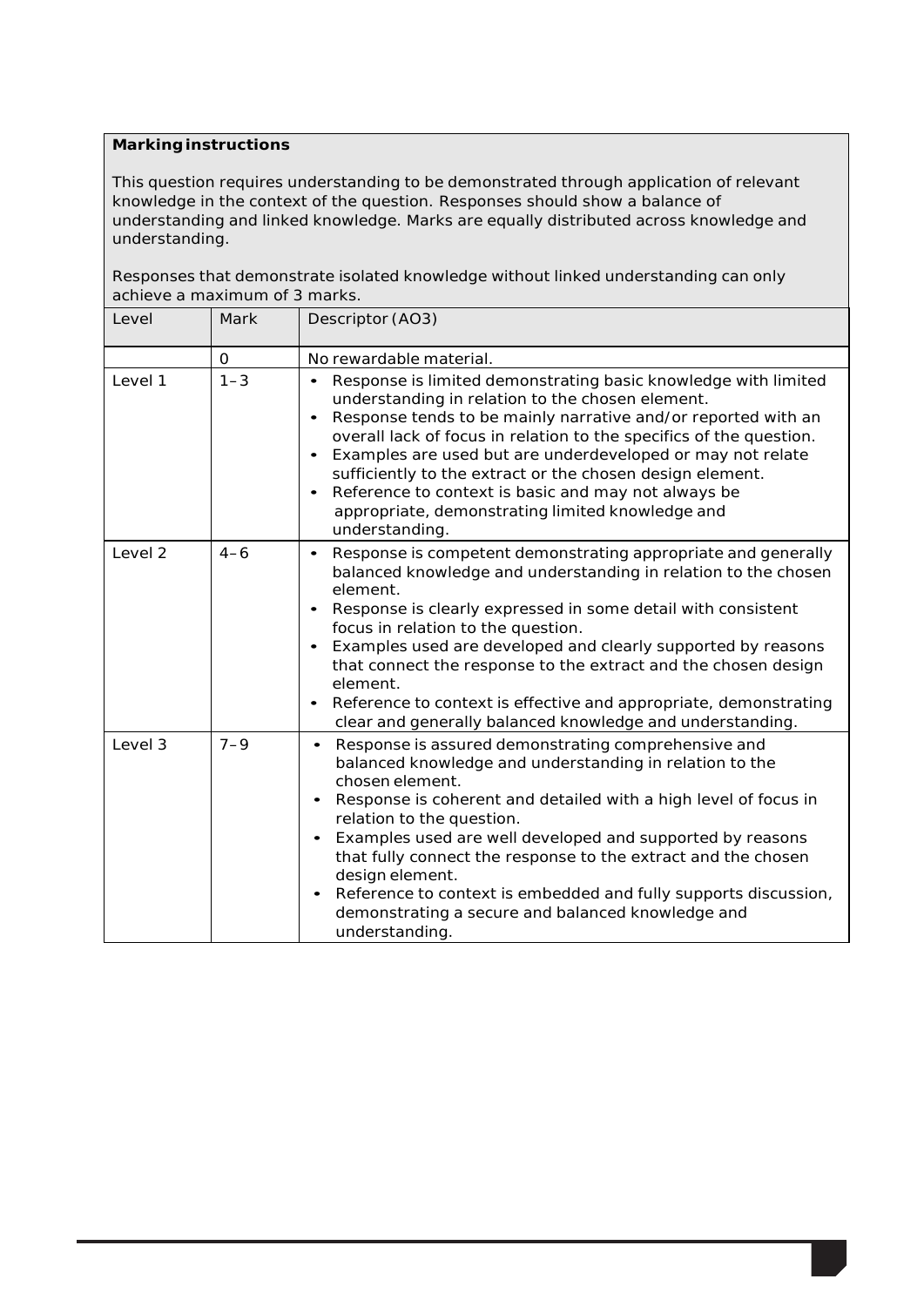**Marking instructions**

This question requires understanding to be demonstrated through application of relevant knowledge in the context of the question. Responses should show a balance of understanding and linked knowledge. Marks are equally distributed across knowledge and understanding.

Responses that demonstrate isolated knowledge without linked understanding can only achieve a maximum of 3 marks.

| Level | Mark | Descriptor (AO3) |
|---|---|---|
| | 0 | No rewardable material. |
| Level 1 | 1–3 | • Response is limited demonstrating basic knowledge with limited understanding in relation to the chosen element.<br>• Response tends to be mainly narrative and/or reported with an overall lack of focus in relation to the specifics of the question.<br>• Examples are used but are underdeveloped or may not relate sufficiently to the extract or the chosen design element.<br>• Reference to context is basic and may not always be appropriate, demonstrating limited knowledge and understanding. |
| Level 2 | 4–6 | • Response is competent demonstrating appropriate and generally balanced knowledge and understanding in relation to the chosen element.<br>• Response is clearly expressed in some detail with consistent focus in relation to the question.<br>• Examples used are developed and clearly supported by reasons that connect the response to the extract and the chosen design element.<br>• Reference to context is effective and appropriate, demonstrating clear and generally balanced knowledge and understanding. |
| Level 3 | 7–9 | • Response is assured demonstrating comprehensive and balanced knowledge and understanding in relation to the chosen element.<br>• Response is coherent and detailed with a high level of focus in relation to the question.<br>• Examples used are well developed and supported by reasons that fully connect the response to the extract and the chosen design element.<br>• Reference to context is embedded and fully supports discussion, demonstrating a secure and balanced knowledge and understanding. |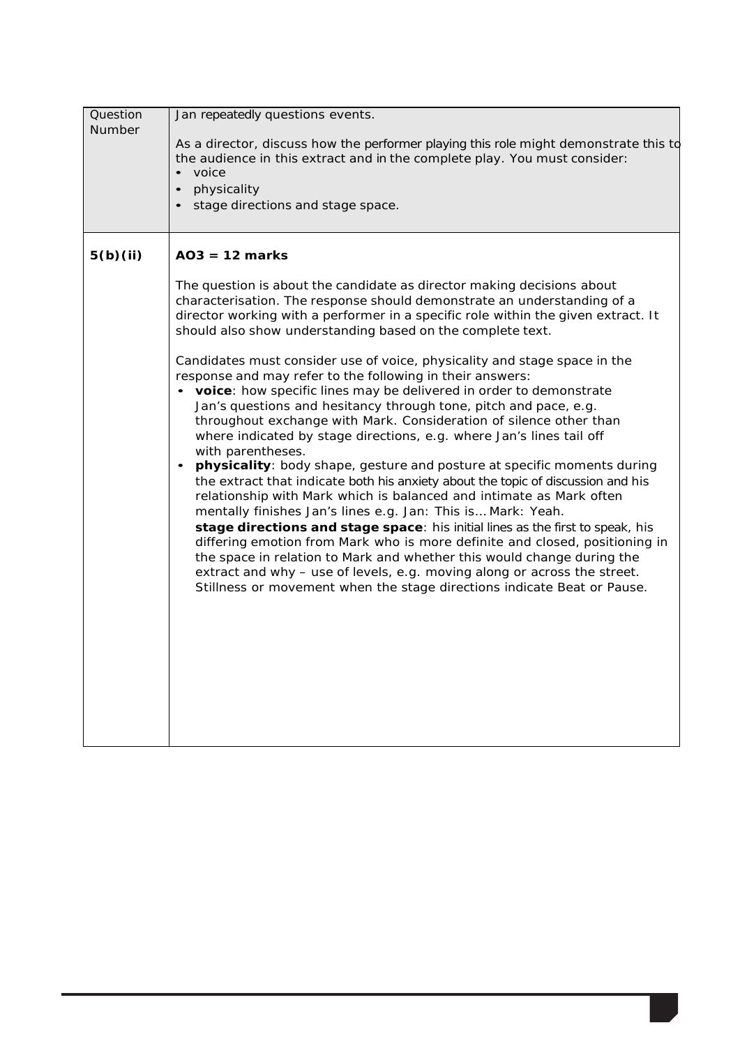| Question Number | Jan repeatedly questions events.<br><br>As a director, discuss how the performer playing this role might demonstrate this to the audience in this extract and in the complete play. You must consider:<br>• voice<br>• physicality<br>• stage directions and stage space. |
| --- | --- |
| **5(b)(ii)** | **AO3 = 12 marks**<br><br>The question is about the candidate as director making decisions about characterisation. The response should demonstrate an understanding of a director working with a performer in a specific role within the given extract. It should also show understanding based on the complete text.<br><br>Candidates must consider use of voice, physicality and stage space in the response and may refer to the following in their answers:<br>• **voice**: how specific lines may be delivered in order to demonstrate Jan's questions and hesitancy through tone, pitch and pace, e.g. throughout exchange with Mark. Consideration of silence other than where indicated by stage directions, e.g. where Jan's lines tail off with parentheses.<br>• **physicality**: body shape, gesture and posture at specific moments during the extract that indicate both his anxiety about the topic of discussion and his relationship with Mark which is balanced and intimate as Mark often mentally finishes Jan's lines e.g. Jan: This is… Mark: Yeah.<br>**stage directions and stage space**: his initial lines as the first to speak, his differing emotion from Mark who is more definite and closed, positioning in the space in relation to Mark and whether this would change during the extract and why – use of levels, e.g. moving along or across the street. Stillness or movement when the stage directions indicate Beat or Pause. |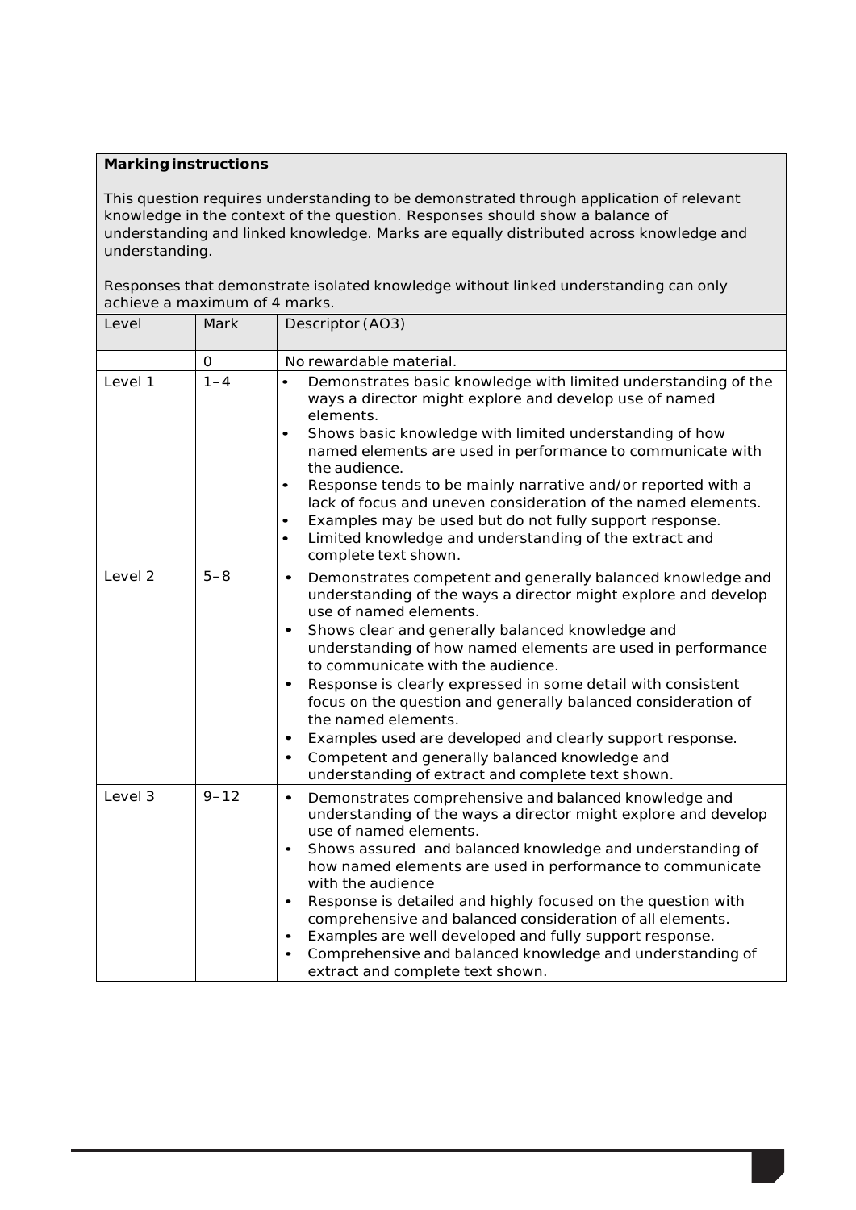**Marking instructions**

This question requires understanding to be demonstrated through application of relevant knowledge in the context of the question. Responses should show a balance of understanding and linked knowledge. Marks are equally distributed across knowledge and understanding.

Responses that demonstrate isolated knowledge without linked understanding can only achieve a maximum of 4 marks.

| Level | Mark | Descriptor (AO3) |
|---|---|---|
| | 0 | No rewardable material. |
| Level 1 | 1–4 | • Demonstrates basic knowledge with limited understanding of the ways a director might explore and develop use of named elements.<br>• Shows basic knowledge with limited understanding of how named elements are used in performance to communicate with the audience.<br>• Response tends to be mainly narrative and/or reported with a lack of focus and uneven consideration of the named elements.<br>• Examples may be used but do not fully support response.<br>• Limited knowledge and understanding of the extract and complete text shown. |
| Level 2 | 5–8 | • Demonstrates competent and generally balanced knowledge and understanding of the ways a director might explore and develop use of named elements.<br>• Shows clear and generally balanced knowledge and understanding of how named elements are used in performance to communicate with the audience.<br>• Response is clearly expressed in some detail with consistent focus on the question and generally balanced consideration of the named elements.<br>• Examples used are developed and clearly support response.<br>• Competent and generally balanced knowledge and understanding of extract and complete text shown. |
| Level 3 | 9–12 | • Demonstrates comprehensive and balanced knowledge and understanding of the ways a director might explore and develop use of named elements.<br>• Shows assured and balanced knowledge and understanding of how named elements are used in performance to communicate with the audience<br>• Response is detailed and highly focused on the question with comprehensive and balanced consideration of all elements.<br>• Examples are well developed and fully support response.<br>• Comprehensive and balanced knowledge and understanding of extract and complete text shown. |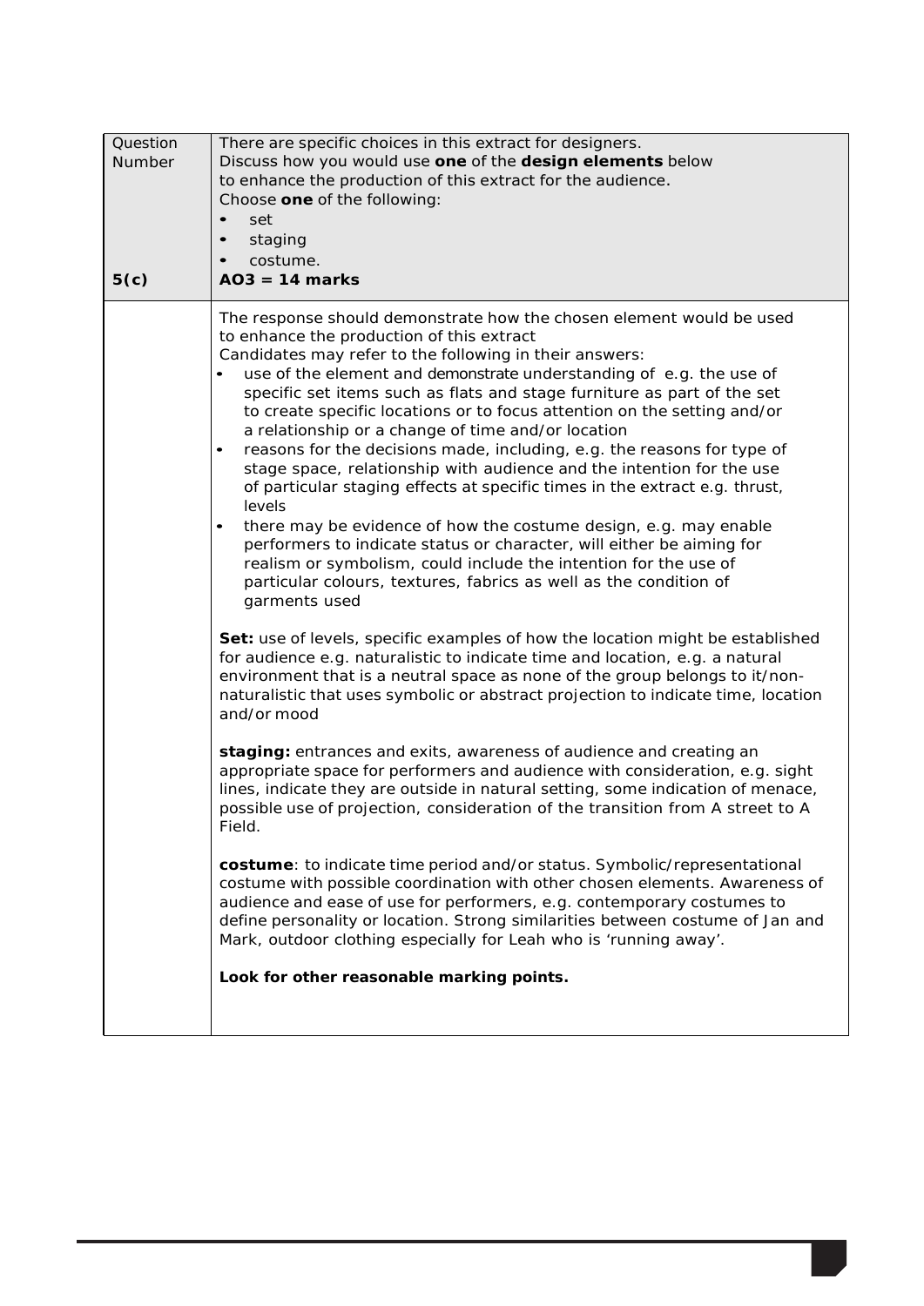| Question Number | There are specific choices in this extract for designers.<br>Discuss how you would use **one** of the **design elements** below to enhance the production of this extract for the audience.<br>Choose **one** of the following:<br>• set<br>• staging<br>• costume. |
|---|---|
| **5(c)** | **AO3 = 14 marks** |
| | The response should demonstrate how the chosen element would be used to enhance the production of this extract<br>Candidates may refer to the following in their answers:<br>• use of the element and demonstrate understanding of e.g. the use of specific set items such as flats and stage furniture as part of the set to create specific locations or to focus attention on the setting and/or a relationship or a change of time and/or location<br>• reasons for the decisions made, including, e.g. the reasons for type of stage space, relationship with audience and the intention for the use of particular staging effects at specific times in the extract e.g. thrust, levels<br>• there may be evidence of how the costume design, e.g. may enable performers to indicate status or character, will either be aiming for realism or symbolism, could include the intention for the use of particular colours, textures, fabrics as well as the condition of garments used<br><br>**Set:** use of levels, specific examples of how the location might be established for audience e.g. naturalistic to indicate time and location, e.g. a natural environment that is a neutral space as none of the group belongs to it/non-naturalistic that uses symbolic or abstract projection to indicate time, location and/or mood<br><br>**staging:** entrances and exits, awareness of audience and creating an appropriate space for performers and audience with consideration, e.g. sight lines, indicate they are outside in natural setting, some indication of menace, possible use of projection, consideration of the transition from A street to A Field.<br><br>**costume**: to indicate time period and/or status. Symbolic/representational costume with possible coordination with other chosen elements. Awareness of audience and ease of use for performers, e.g. contemporary costumes to define personality or location. Strong similarities between costume of Jan and Mark, outdoor clothing especially for Leah who is 'running away'.<br><br>**Look for other reasonable marking points.** |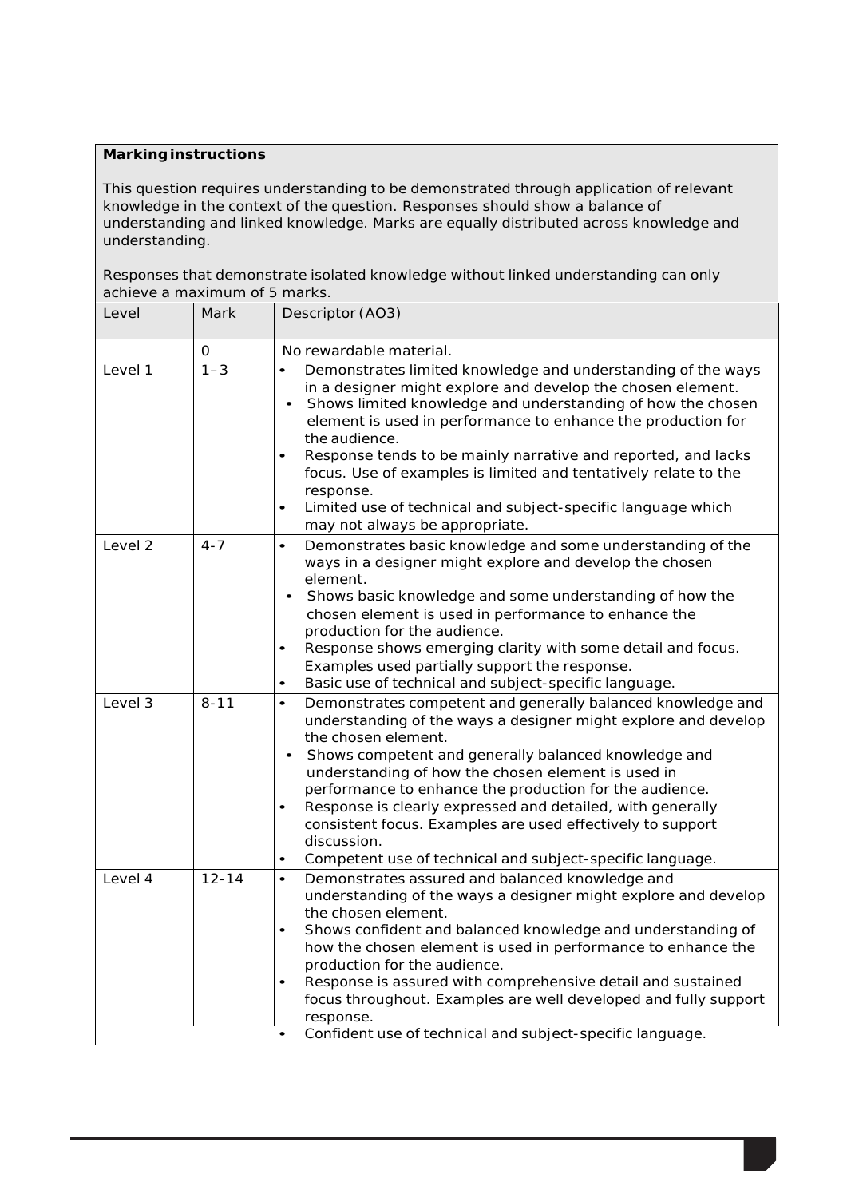**Marking instructions**

This question requires understanding to be demonstrated through application of relevant knowledge in the context of the question. Responses should show a balance of understanding and linked knowledge. Marks are equally distributed across knowledge and understanding.

Responses that demonstrate isolated knowledge without linked understanding can only achieve a maximum of 5 marks.

| Level | Mark | Descriptor (AO3) |
|---|---|---|
| | 0 | No rewardable material. |
| Level 1 | 1–3 | • Demonstrates limited knowledge and understanding of the ways in a designer might explore and develop the chosen element.<br>• Shows limited knowledge and understanding of how the chosen element is used in performance to enhance the production for the audience.<br>• Response tends to be mainly narrative and reported, and lacks focus. Use of examples is limited and tentatively relate to the response.<br>• Limited use of technical and subject-specific language which may not always be appropriate. |
| Level 2 | 4-7 | • Demonstrates basic knowledge and some understanding of the ways in a designer might explore and develop the chosen element.<br>• Shows basic knowledge and some understanding of how the chosen element is used in performance to enhance the production for the audience.<br>• Response shows emerging clarity with some detail and focus. Examples used partially support the response.<br>• Basic use of technical and subject-specific language. |
| Level 3 | 8-11 | • Demonstrates competent and generally balanced knowledge and understanding of the ways a designer might explore and develop the chosen element.<br>• Shows competent and generally balanced knowledge and understanding of how the chosen element is used in performance to enhance the production for the audience.<br>• Response is clearly expressed and detailed, with generally consistent focus. Examples are used effectively to support discussion.<br>• Competent use of technical and subject-specific language. |
| Level 4 | 12-14 | • Demonstrates assured and balanced knowledge and understanding of the ways a designer might explore and develop the chosen element.<br>• Shows confident and balanced knowledge and understanding of how the chosen element is used in performance to enhance the production for the audience.<br>• Response is assured with comprehensive detail and sustained focus throughout. Examples are well developed and fully support response.<br>• Confident use of technical and subject-specific language. |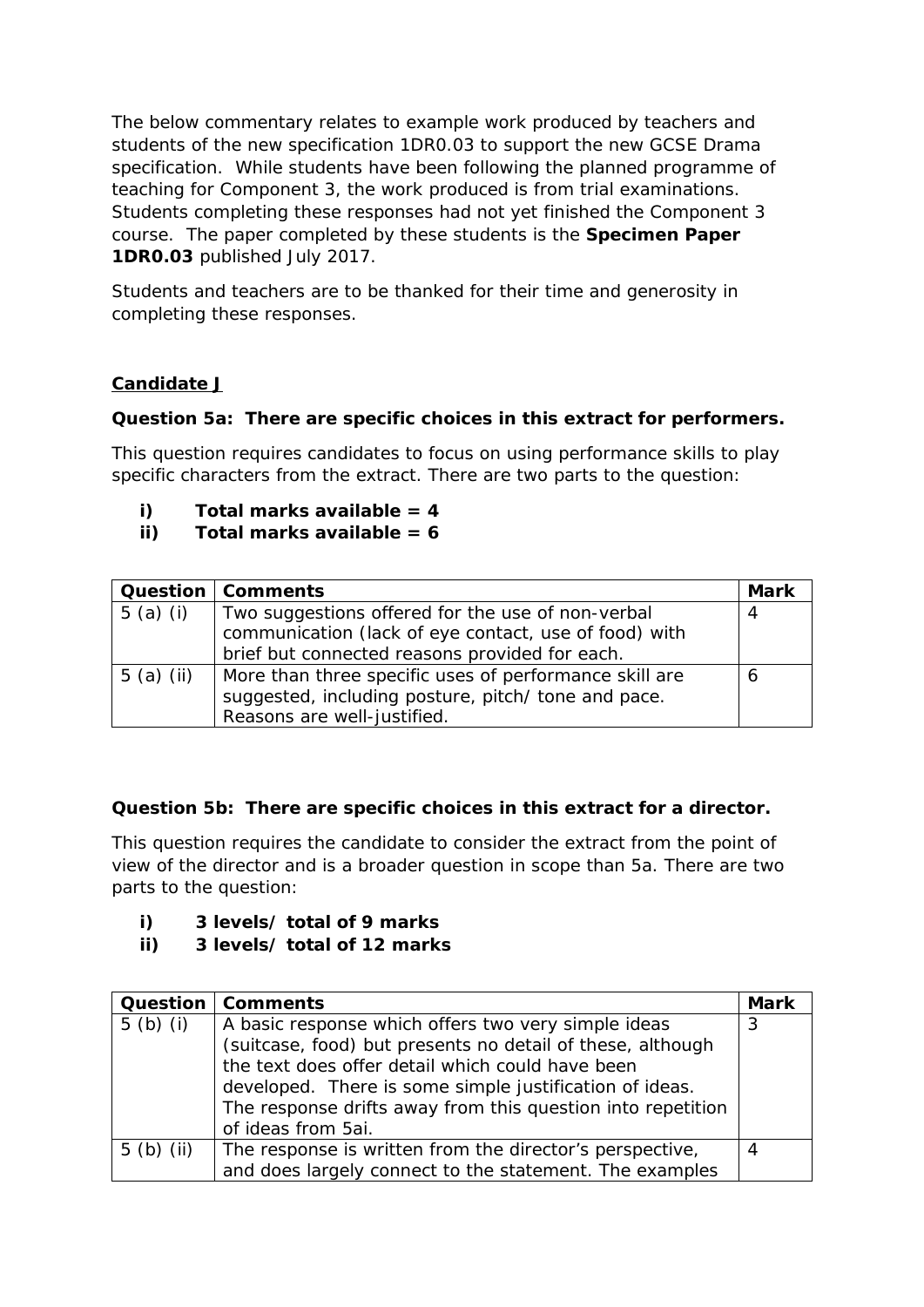The below commentary relates to example work produced by teachers and students of the new specification 1DR0.03 to support the new GCSE Drama specification. While students have been following the planned programme of teaching for Component 3, the work produced is from trial examinations. Students completing these responses had not yet finished the Component 3 course. The paper completed by these students is the **Specimen Paper 1DR0.03** published July 2017.

Students and teachers are to be thanked for their time and generosity in completing these responses.

**Candidate J**

**Question 5a: There are specific choices in this extract for performers.**

This question requires candidates to focus on using performance skills to play specific characters from the extract. There are two parts to the question:

- **i) Total marks available = 4**
- **ii) Total marks available = 6**

| Question | Comments | Mark |
|---|---|---|
| 5 (a) (i) | Two suggestions offered for the use of non-verbal communication (lack of eye contact, use of food) with brief but connected reasons provided for each. | 4 |
| 5 (a) (ii) | More than three specific uses of performance skill are suggested, including posture, pitch/ tone and pace. Reasons are well-justified. | 6 |

**Question 5b: There are specific choices in this extract for a director.**

This question requires the candidate to consider the extract from the point of view of the director and is a broader question in scope than 5a. There are two parts to the question:

- **i) 3 levels/ total of 9 marks**
- **ii) 3 levels/ total of 12 marks**

| Question | Comments | Mark |
|---|---|---|
| 5 (b) (i) | A basic response which offers two very simple ideas (suitcase, food) but presents no detail of these, although the text does offer detail which could have been developed. There is some simple justification of ideas. The response drifts away from this question into repetition of ideas from 5ai. | 3 |
| 5 (b) (ii) | The response is written from the director's perspective, and does largely connect to the statement. The examples | 4 |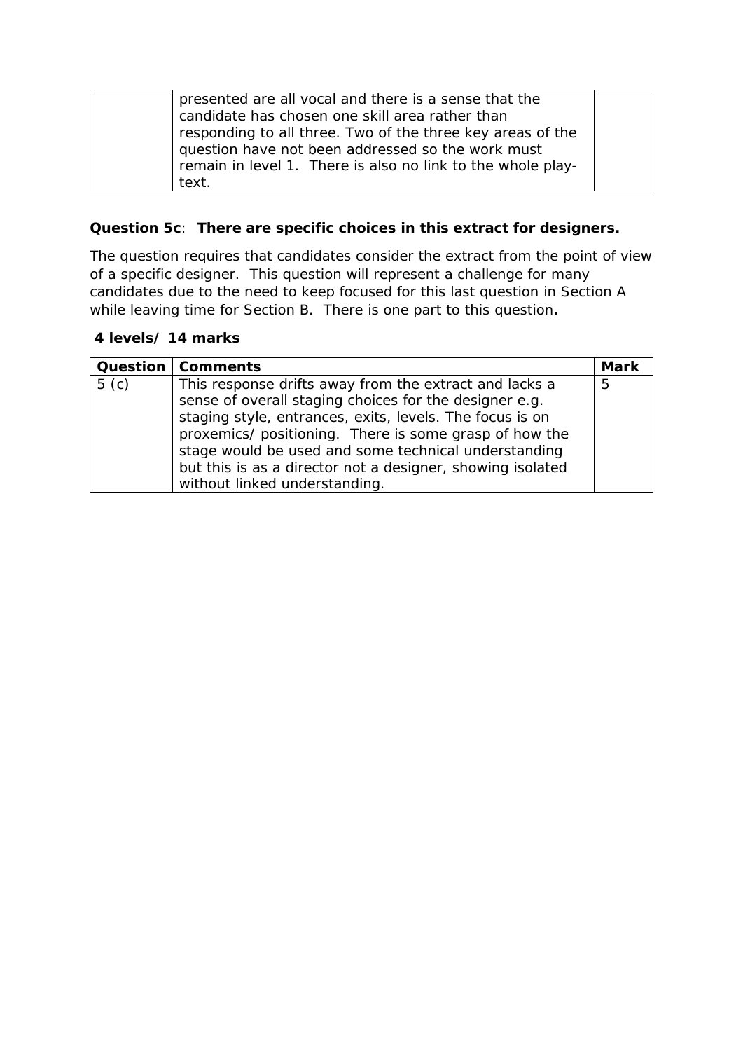| | presented are all vocal and there is a sense that the candidate has chosen one skill area rather than responding to all three. Two of the three key areas of the question have not been addressed so the work must remain in level 1. There is also no link to the whole play-text. | |
|---|---|---|

**Question 5c**: **There are specific choices in this extract for designers.**

The question requires that candidates consider the extract from the point of view of a specific designer. This question will represent a challenge for many candidates due to the need to keep focused for this last question in Section A while leaving time for Section B. There is one part to this question**.**

**4 levels/ 14 marks**

| **Question** | **Comments** | **Mark** |
|---|---|---|
| 5 (c) | This response drifts away from the extract and lacks a sense of overall staging choices for the designer e.g. staging style, entrances, exits, levels. The focus is on proxemics/ positioning. There is some grasp of how the stage would be used and some technical understanding but this is as a director not a designer, showing isolated without linked understanding. | 5 |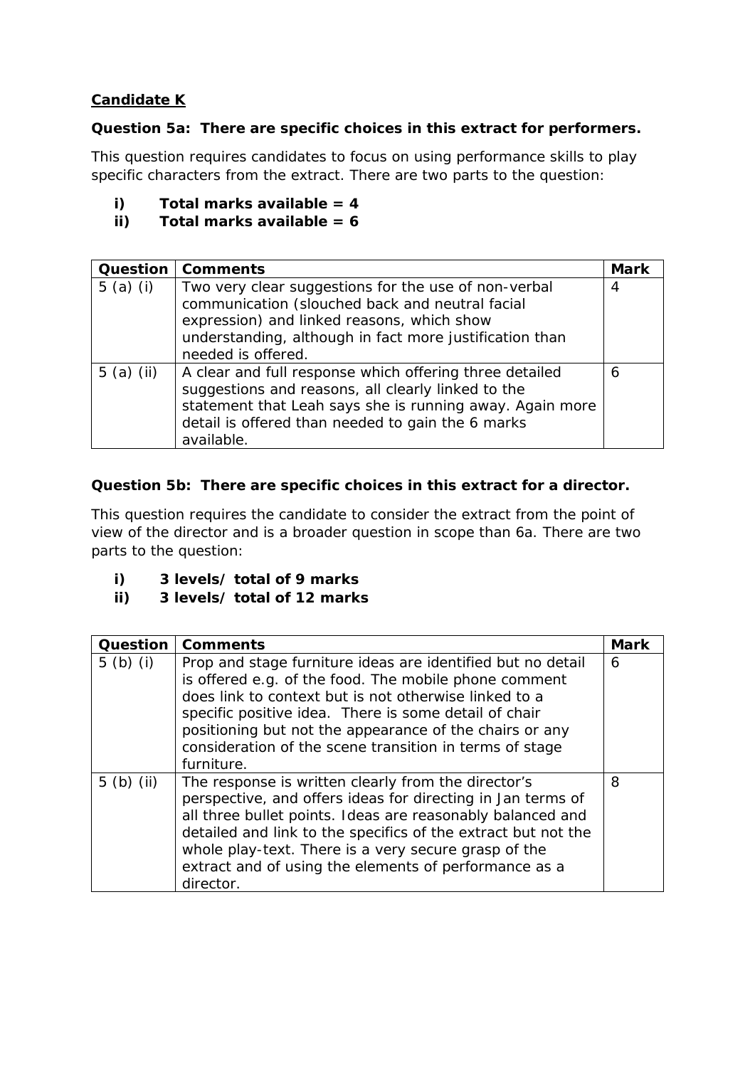**Candidate K**

**Question 5a: There are specific choices in this extract for performers.**

This question requires candidates to focus on using performance skills to play specific characters from the extract. There are two parts to the question:

- **i) Total marks available = 4**
- **ii) Total marks available = 6**

| Question | Comments | Mark |
|---|---|---|
| 5 (a) (i) | Two very clear suggestions for the use of non-verbal communication (slouched back and neutral facial expression) and linked reasons, which show understanding, although in fact more justification than needed is offered. | 4 |
| 5 (a) (ii) | A clear and full response which offering three detailed suggestions and reasons, all clearly linked to the statement that Leah says she is running away. Again more detail is offered than needed to gain the 6 marks available. | 6 |

**Question 5b: There are specific choices in this extract for a director.**

This question requires the candidate to consider the extract from the point of view of the director and is a broader question in scope than 6a. There are two parts to the question:

- **i) 3 levels/ total of 9 marks**
- **ii) 3 levels/ total of 12 marks**

| Question | Comments | Mark |
|---|---|---|
| 5 (b) (i) | Prop and stage furniture ideas are identified but no detail is offered e.g. of the food. The mobile phone comment does link to context but is not otherwise linked to a specific positive idea. There is some detail of chair positioning but not the appearance of the chairs or any consideration of the scene transition in terms of stage furniture. | 6 |
| 5 (b) (ii) | The response is written clearly from the director's perspective, and offers ideas for directing in Jan terms of all three bullet points. Ideas are reasonably balanced and detailed and link to the specifics of the extract but not the whole play-text. There is a very secure grasp of the extract and of using the elements of performance as a director. | 8 |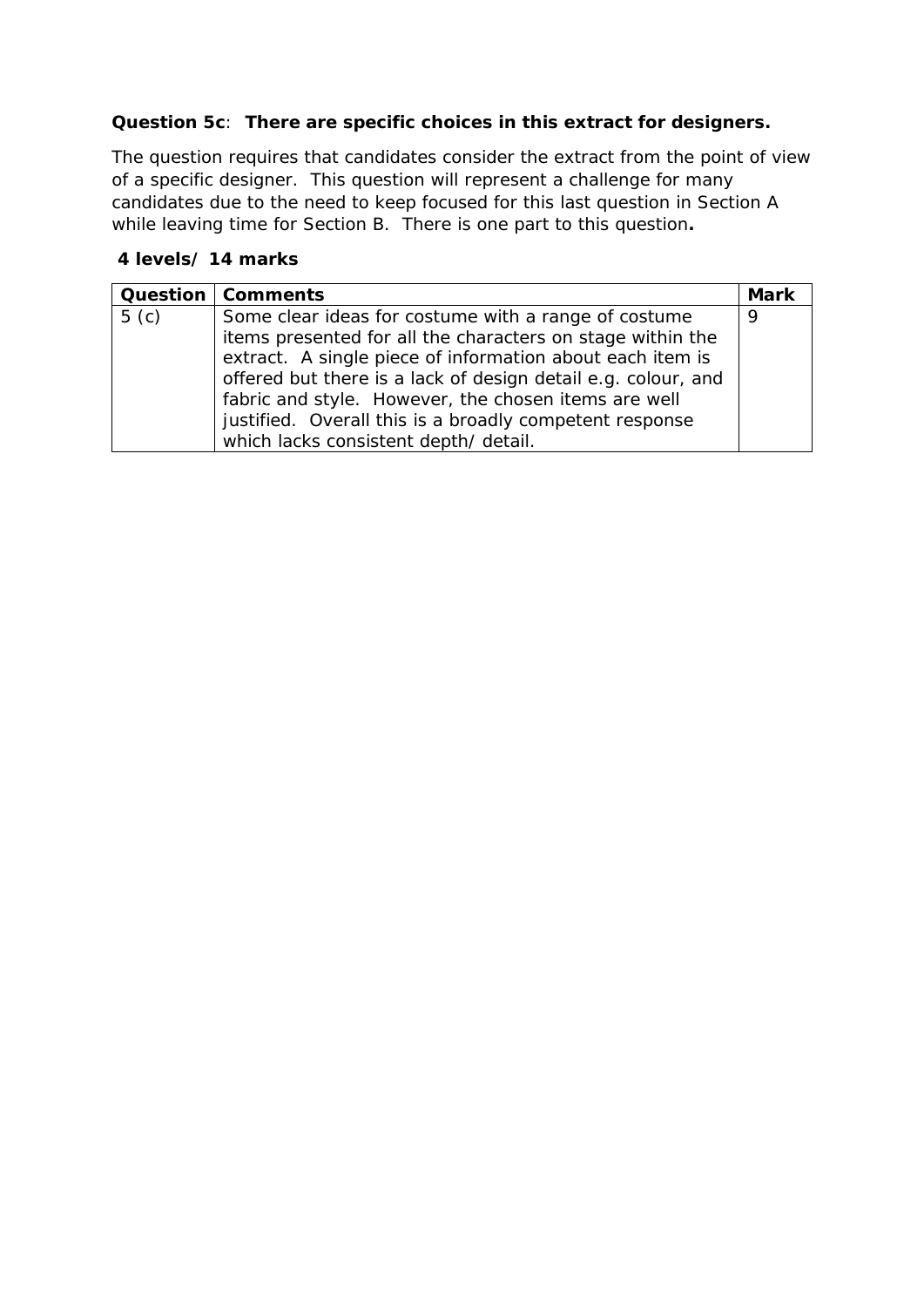**Question 5c**: **There are specific choices in this extract for designers.**

The question requires that candidates consider the extract from the point of view of a specific designer. This question will represent a challenge for many candidates due to the need to keep focused for this last question in Section A while leaving time for Section B. There is one part to this question**.**

**4 levels/ 14 marks**

| Question | Comments | Mark |
|---|---|---|
| 5 (c) | Some clear ideas for costume with a range of costume items presented for all the characters on stage within the extract. A single piece of information about each item is offered but there is a lack of design detail e.g. colour, and fabric and style. However, the chosen items are well justified. Overall this is a broadly competent response which lacks consistent depth/ detail. | 9 |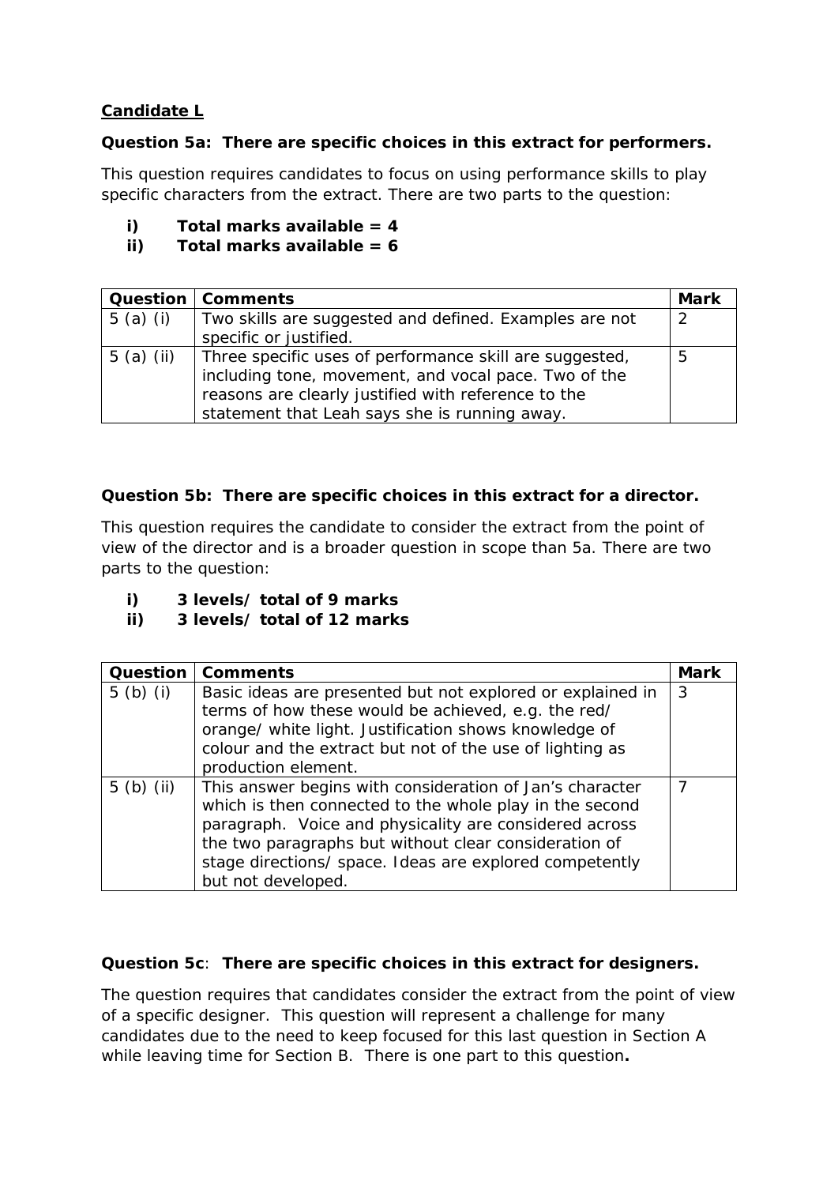**Candidate L**

**Question 5a: There are specific choices in this extract for performers.**

This question requires candidates to focus on using performance skills to play specific characters from the extract. There are two parts to the question:

- **i) Total marks available = 4**
- **ii) Total marks available = 6**

| Question | Comments | Mark |
|---|---|---|
| 5 (a) (i) | Two skills are suggested and defined. Examples are not specific or justified. | 2 |
| 5 (a) (ii) | Three specific uses of performance skill are suggested, including tone, movement, and vocal pace. Two of the reasons are clearly justified with reference to the statement that Leah says she is running away. | 5 |

**Question 5b: There are specific choices in this extract for a director.**

This question requires the candidate to consider the extract from the point of view of the director and is a broader question in scope than 5a. There are two parts to the question:

- **i) 3 levels/ total of 9 marks**
- **ii) 3 levels/ total of 12 marks**

| Question | Comments | Mark |
|---|---|---|
| 5 (b) (i) | Basic ideas are presented but not explored or explained in terms of how these would be achieved, e.g. the red/ orange/ white light. Justification shows knowledge of colour and the extract but not of the use of lighting as production element. | 3 |
| 5 (b) (ii) | This answer begins with consideration of Jan's character which is then connected to the whole play in the second paragraph. Voice and physicality are considered across the two paragraphs but without clear consideration of stage directions/ space. Ideas are explored competently but not developed. | 7 |

**Question 5c**: **There are specific choices in this extract for designers.**

The question requires that candidates consider the extract from the point of view of a specific designer. This question will represent a challenge for many candidates due to the need to keep focused for this last question in Section A while leaving time for Section B. There is one part to this question**.**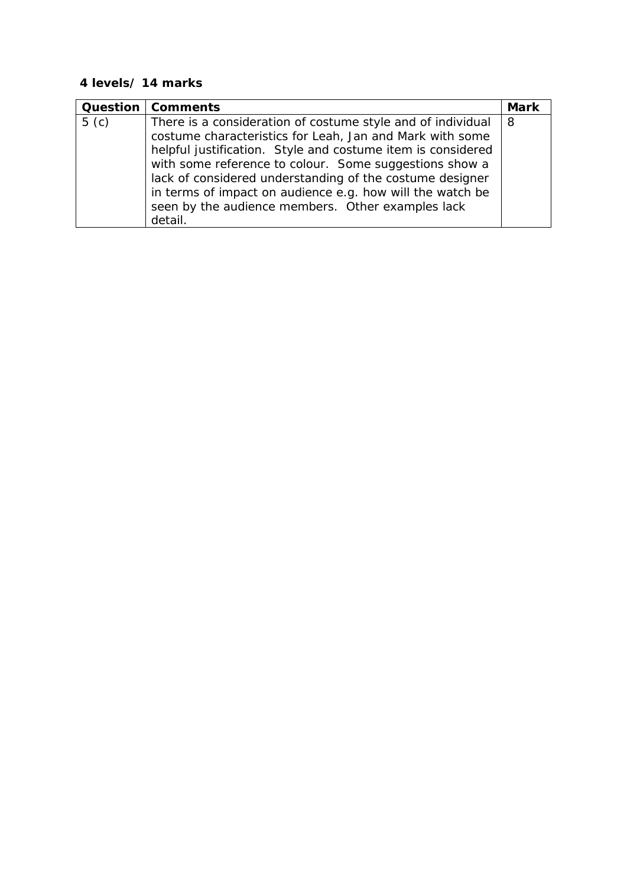**4 levels/ 14 marks**

| Question | Comments | Mark |
| --- | --- | --- |
| 5 (c) | There is a consideration of costume style and of individual costume characteristics for Leah, Jan and Mark with some helpful justification. Style and costume item is considered with some reference to colour. Some suggestions show a lack of considered understanding of the costume designer in terms of impact on audience e.g. how will the watch be seen by the audience members. Other examples lack detail. | 8 |